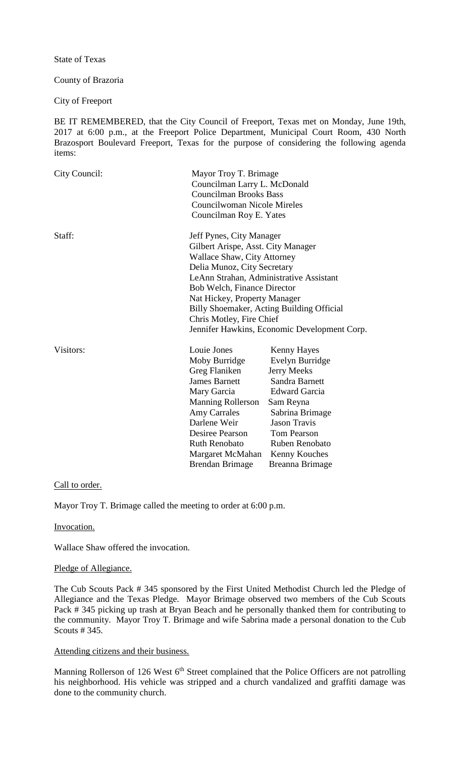State of Texas

County of Brazoria

City of Freeport

BE IT REMEMBERED, that the City Council of Freeport, Texas met on Monday, June 19th, 2017 at 6:00 p.m., at the Freeport Police Department, Municipal Court Room, 430 North Brazosport Boulevard Freeport, Texas for the purpose of considering the following agenda items:

| | | |
|---|---|---|
| City Council: | Mayor Troy T. Brimage | |
| | Councilman Larry L. McDonald | |
| | Councilman Brooks Bass | |
| | Councilwoman Nicole Mireles | |
| | Councilman Roy E. Yates | |
| Staff: | Jeff Pynes, City Manager | |
| | Gilbert Arispe, Asst. City Manager | |
| | Wallace Shaw, City Attorney | |
| | Delia Munoz, City Secretary | |
| | LeAnn Strahan, Administrative Assistant | |
| | Bob Welch, Finance Director | |
| | Nat Hickey, Property Manager | |
| | Billy Shoemaker, Acting Building Official | |
| | Chris Motley, Fire Chief | |
| | Jennifer Hawkins, Economic Development Corp. | |
| Visitors: | Louie Jones | Kenny Hayes |
| | Moby Burridge | Evelyn Burridge |
| | Greg Flaniken | Jerry Meeks |
| | James Barnett | Sandra Barnett |
| | Mary Garcia | Edward Garcia |
| | Manning Rollerson | Sam Reyna |
| | Amy Carrales | Sabrina Brimage |
| | Darlene Weir | Jason Travis |
| | Desiree Pearson | Tom Pearson |
| | Ruth Renobato | Ruben Renobato |
| | Margaret McMahan | Kenny Kouches |
| | Brendan Brimage | Breanna Brimage |

Call to order.

Mayor Troy T. Brimage called the meeting to order at 6:00 p.m.

Invocation.

Wallace Shaw offered the invocation.

Pledge of Allegiance.

The Cub Scouts Pack # 345 sponsored by the First United Methodist Church led the Pledge of Allegiance and the Texas Pledge. Mayor Brimage observed two members of the Cub Scouts Pack # 345 picking up trash at Bryan Beach and he personally thanked them for contributing to the community. Mayor Troy T. Brimage and wife Sabrina made a personal donation to the Cub Scouts # 345.

Attending citizens and their business.

Manning Rollerson of 126 West 6th Street complained that the Police Officers are not patrolling his neighborhood. His vehicle was stripped and a church vandalized and graffiti damage was done to the community church.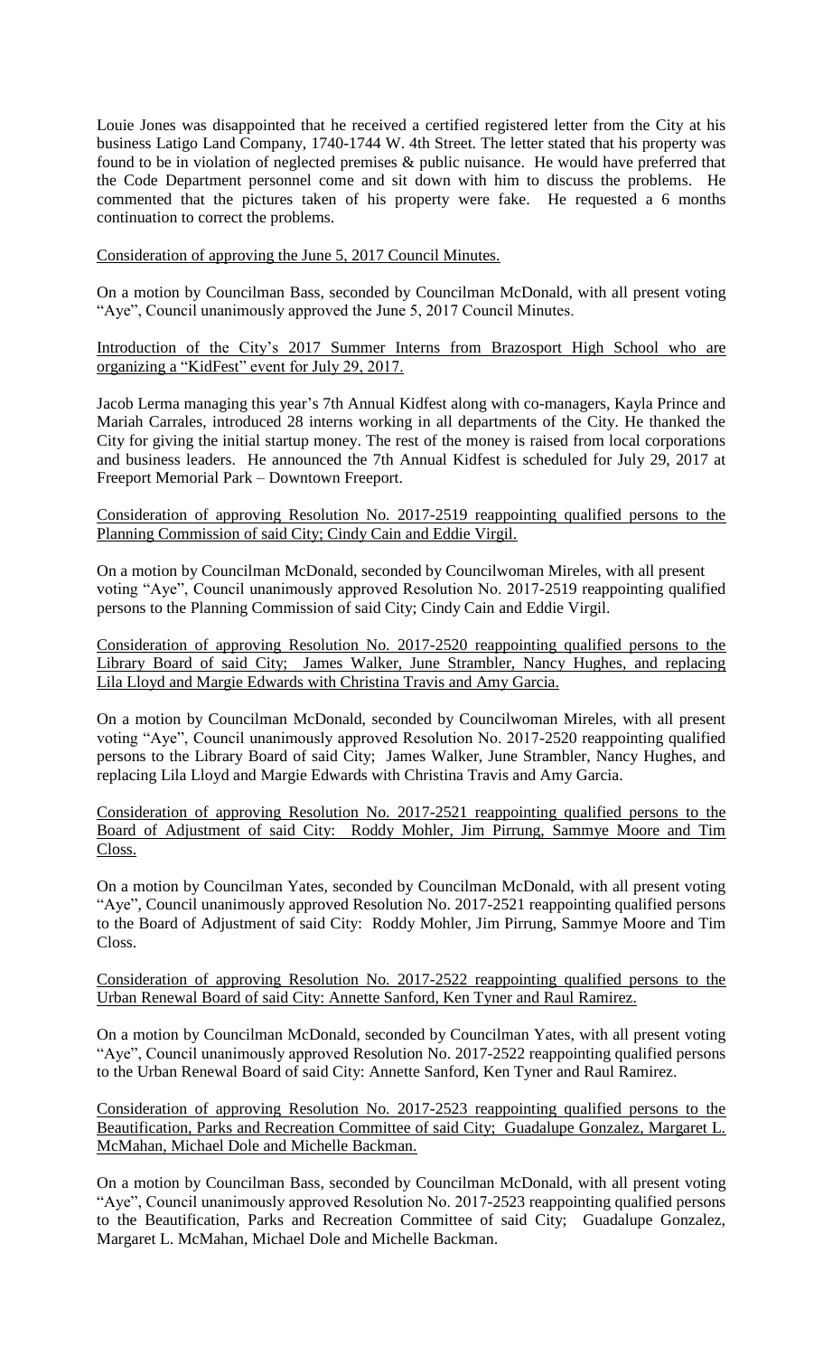Louie Jones was disappointed that he received a certified registered letter from the City at his business Latigo Land Company, 1740-1744 W. 4th Street. The letter stated that his property was found to be in violation of neglected premises & public nuisance. He would have preferred that the Code Department personnel come and sit down with him to discuss the problems. He commented that the pictures taken of his property were fake. He requested a 6 months continuation to correct the problems.

<u>Consideration of approving the June 5, 2017 Council Minutes.</u>

On a motion by Councilman Bass, seconded by Councilman McDonald, with all present voting "Aye", Council unanimously approved the June 5, 2017 Council Minutes.

<u>Introduction of the City's 2017 Summer Interns from Brazosport High School who are organizing a "KidFest" event for July 29, 2017.</u>

Jacob Lerma managing this year's 7th Annual Kidfest along with co-managers, Kayla Prince and Mariah Carrales, introduced 28 interns working in all departments of the City. He thanked the City for giving the initial startup money. The rest of the money is raised from local corporations and business leaders. He announced the 7th Annual Kidfest is scheduled for July 29, 2017 at Freeport Memorial Park – Downtown Freeport.

<u>Consideration of approving Resolution No. 2017-2519 reappointing qualified persons to the Planning Commission of said City; Cindy Cain and Eddie Virgil.</u>

On a motion by Councilman McDonald, seconded by Councilwoman Mireles, with all present voting "Aye", Council unanimously approved Resolution No. 2017-2519 reappointing qualified persons to the Planning Commission of said City; Cindy Cain and Eddie Virgil.

<u>Consideration of approving Resolution No. 2017-2520 reappointing qualified persons to the Library Board of said City; James Walker, June Strambler, Nancy Hughes, and replacing Lila Lloyd and Margie Edwards with Christina Travis and Amy Garcia.</u>

On a motion by Councilman McDonald, seconded by Councilwoman Mireles, with all present voting "Aye", Council unanimously approved Resolution No. 2017-2520 reappointing qualified persons to the Library Board of said City; James Walker, June Strambler, Nancy Hughes, and replacing Lila Lloyd and Margie Edwards with Christina Travis and Amy Garcia.

<u>Consideration of approving Resolution No. 2017-2521 reappointing qualified persons to the Board of Adjustment of said City: Roddy Mohler, Jim Pirrung, Sammye Moore and Tim Closs.</u>

On a motion by Councilman Yates, seconded by Councilman McDonald, with all present voting "Aye", Council unanimously approved Resolution No. 2017-2521 reappointing qualified persons to the Board of Adjustment of said City: Roddy Mohler, Jim Pirrung, Sammye Moore and Tim Closs.

<u>Consideration of approving Resolution No. 2017-2522 reappointing qualified persons to the Urban Renewal Board of said City: Annette Sanford, Ken Tyner and Raul Ramirez.</u>

On a motion by Councilman McDonald, seconded by Councilman Yates, with all present voting "Aye", Council unanimously approved Resolution No. 2017-2522 reappointing qualified persons to the Urban Renewal Board of said City: Annette Sanford, Ken Tyner and Raul Ramirez.

<u>Consideration of approving Resolution No. 2017-2523 reappointing qualified persons to the Beautification, Parks and Recreation Committee of said City; Guadalupe Gonzalez, Margaret L. McMahan, Michael Dole and Michelle Backman.</u>

On a motion by Councilman Bass, seconded by Councilman McDonald, with all present voting "Aye", Council unanimously approved Resolution No. 2017-2523 reappointing qualified persons to the Beautification, Parks and Recreation Committee of said City; Guadalupe Gonzalez, Margaret L. McMahan, Michael Dole and Michelle Backman.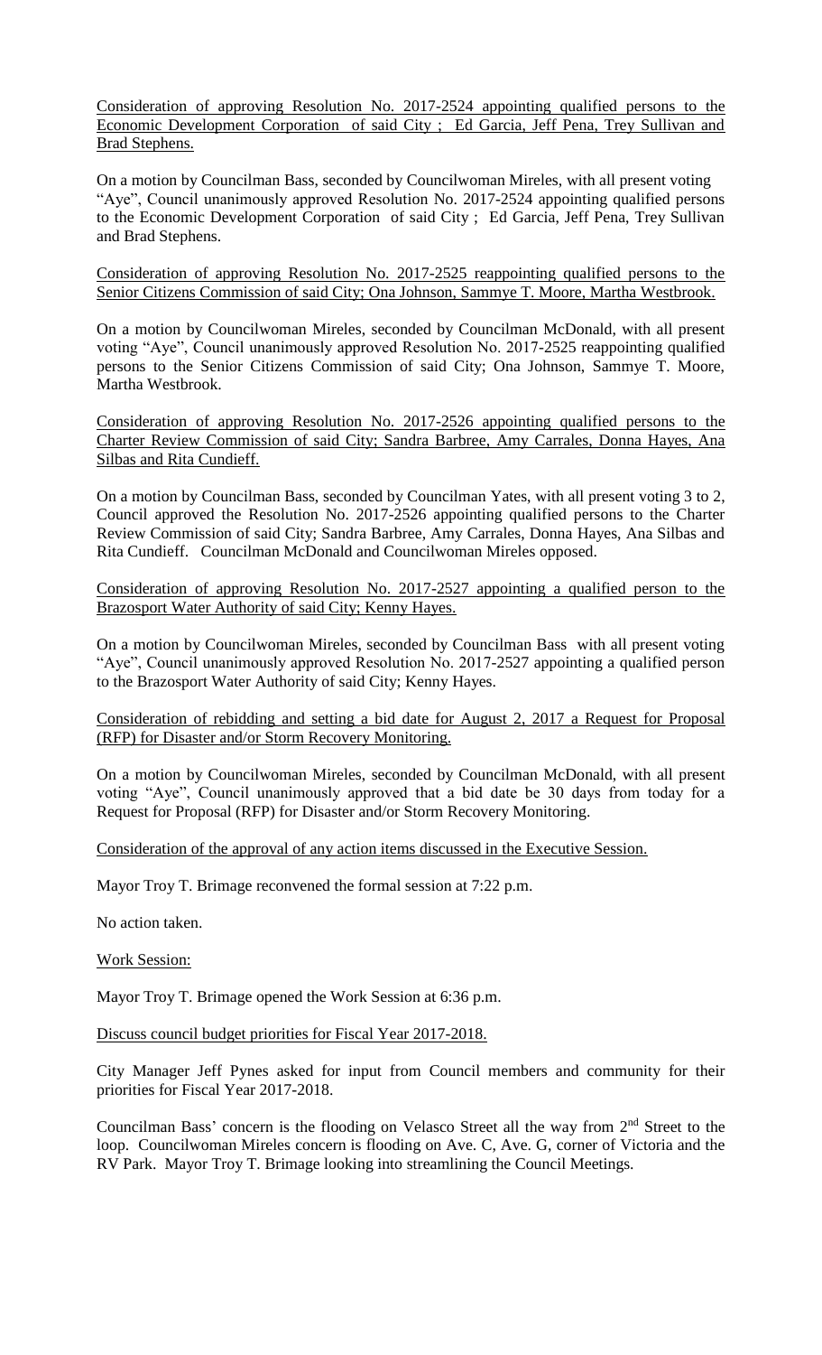Consideration of approving Resolution No. 2017-2524 appointing qualified persons to the Economic Development Corporation of said City ; Ed Garcia, Jeff Pena, Trey Sullivan and Brad Stephens.

On a motion by Councilman Bass, seconded by Councilwoman Mireles, with all present voting "Aye", Council unanimously approved Resolution No. 2017-2524 appointing qualified persons to the Economic Development Corporation of said City ; Ed Garcia, Jeff Pena, Trey Sullivan and Brad Stephens.

Consideration of approving Resolution No. 2017-2525 reappointing qualified persons to the Senior Citizens Commission of said City; Ona Johnson, Sammye T. Moore, Martha Westbrook.

On a motion by Councilwoman Mireles, seconded by Councilman McDonald, with all present voting "Aye", Council unanimously approved Resolution No. 2017-2525 reappointing qualified persons to the Senior Citizens Commission of said City; Ona Johnson, Sammye T. Moore, Martha Westbrook.

Consideration of approving Resolution No. 2017-2526 appointing qualified persons to the Charter Review Commission of said City; Sandra Barbree, Amy Carrales, Donna Hayes, Ana Silbas and Rita Cundieff.

On a motion by Councilman Bass, seconded by Councilman Yates, with all present voting 3 to 2, Council approved the Resolution No. 2017-2526 appointing qualified persons to the Charter Review Commission of said City; Sandra Barbree, Amy Carrales, Donna Hayes, Ana Silbas and Rita Cundieff. Councilman McDonald and Councilwoman Mireles opposed.

Consideration of approving Resolution No. 2017-2527 appointing a qualified person to the Brazosport Water Authority of said City; Kenny Hayes.

On a motion by Councilwoman Mireles, seconded by Councilman Bass with all present voting "Aye", Council unanimously approved Resolution No. 2017-2527 appointing a qualified person to the Brazosport Water Authority of said City; Kenny Hayes.

Consideration of rebidding and setting a bid date for August 2, 2017 a Request for Proposal (RFP) for Disaster and/or Storm Recovery Monitoring.

On a motion by Councilwoman Mireles, seconded by Councilman McDonald, with all present voting "Aye", Council unanimously approved that a bid date be 30 days from today for a Request for Proposal (RFP) for Disaster and/or Storm Recovery Monitoring.

Consideration of the approval of any action items discussed in the Executive Session.

Mayor Troy T. Brimage reconvened the formal session at 7:22 p.m.

No action taken.

Work Session:

Mayor Troy T. Brimage opened the Work Session at 6:36 p.m.

Discuss council budget priorities for Fiscal Year 2017-2018.

City Manager Jeff Pynes asked for input from Council members and community for their priorities for Fiscal Year 2017-2018.

Councilman Bass' concern is the flooding on Velasco Street all the way from 2nd Street to the loop. Councilwoman Mireles concern is flooding on Ave. C, Ave. G, corner of Victoria and the RV Park. Mayor Troy T. Brimage looking into streamlining the Council Meetings.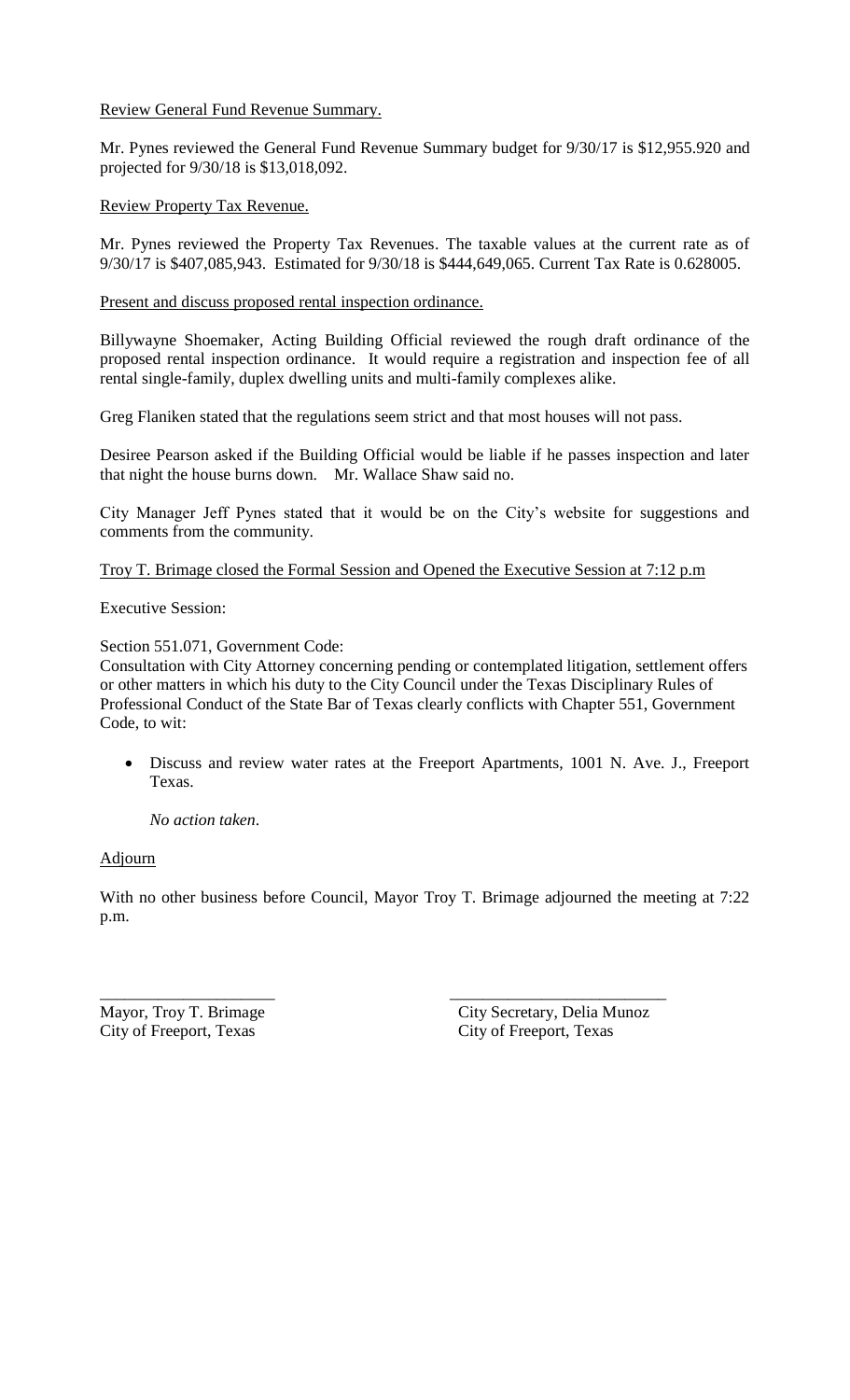Review General Fund Revenue Summary.

Mr. Pynes reviewed the General Fund Revenue Summary budget for 9/30/17 is $12,955.920 and projected for 9/30/18 is $13,018,092.

Review Property Tax Revenue.

Mr. Pynes reviewed the Property Tax Revenues. The taxable values at the current rate as of 9/30/17 is $407,085,943. Estimated for 9/30/18 is $444,649,065. Current Tax Rate is 0.628005.

Present and discuss proposed rental inspection ordinance.

Billywayne Shoemaker, Acting Building Official reviewed the rough draft ordinance of the proposed rental inspection ordinance. It would require a registration and inspection fee of all rental single-family, duplex dwelling units and multi-family complexes alike.

Greg Flaniken stated that the regulations seem strict and that most houses will not pass.

Desiree Pearson asked if the Building Official would be liable if he passes inspection and later that night the house burns down. Mr. Wallace Shaw said no.

City Manager Jeff Pynes stated that it would be on the City's website for suggestions and comments from the community.

Troy T. Brimage closed the Formal Session and Opened the Executive Session at 7:12 p.m

Executive Session:

Section 551.071, Government Code:
Consultation with City Attorney concerning pending or contemplated litigation, settlement offers or other matters in which his duty to the City Council under the Texas Disciplinary Rules of Professional Conduct of the State Bar of Texas clearly conflicts with Chapter 551, Government Code, to wit:

- Discuss and review water rates at the Freeport Apartments, 1001 N. Ave. J., Freeport Texas.

  *No action taken*.

Adjourn

With no other business before Council, Mayor Troy T. Brimage adjourned the meeting at 7:22 p.m.

_____________________ 
Mayor, Troy T. Brimage
City of Freeport, Texas

_____________________ 
City Secretary, Delia Munoz
City of Freeport, Texas